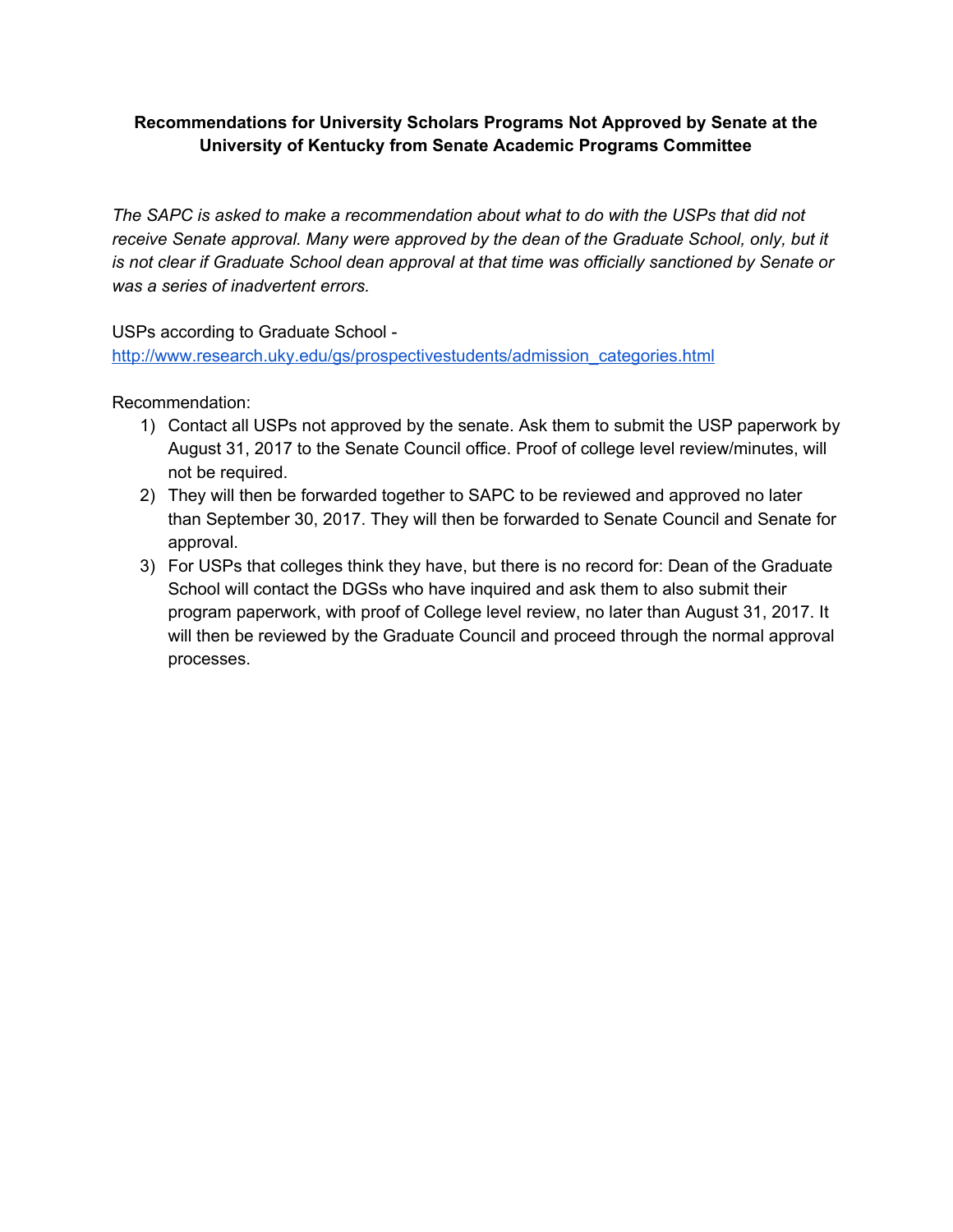**Recommendations for University Scholars Programs Not Approved by Senate at the University of Kentucky from Senate Academic Programs Committee**

*The SAPC is asked to make a recommendation about what to do with the USPs that did not receive Senate approval. Many were approved by the dean of the Graduate School, only, but it is not clear if Graduate School dean approval at that time was officially sanctioned by Senate or was a series of inadvertent errors.*

USPs according to Graduate School - [http://www.research.uky.edu/gs/prospectivestudents/admission_categories.html](http://www.research.uky.edu/gs/prospectivestudents/admission_categories.html)

Recommendation:

1) Contact all USPs not approved by the senate. Ask them to submit the USP paperwork by August 31, 2017 to the Senate Council office. Proof of college level review/minutes, will not be required.
2) They will then be forwarded together to SAPC to be reviewed and approved no later than September 30, 2017. They will then be forwarded to Senate Council and Senate for approval.
3) For USPs that colleges think they have, but there is no record for: Dean of the Graduate School will contact the DGSs who have inquired and ask them to also submit their program paperwork, with proof of College level review, no later than August 31, 2017. It will then be reviewed by the Graduate Council and proceed through the normal approval processes.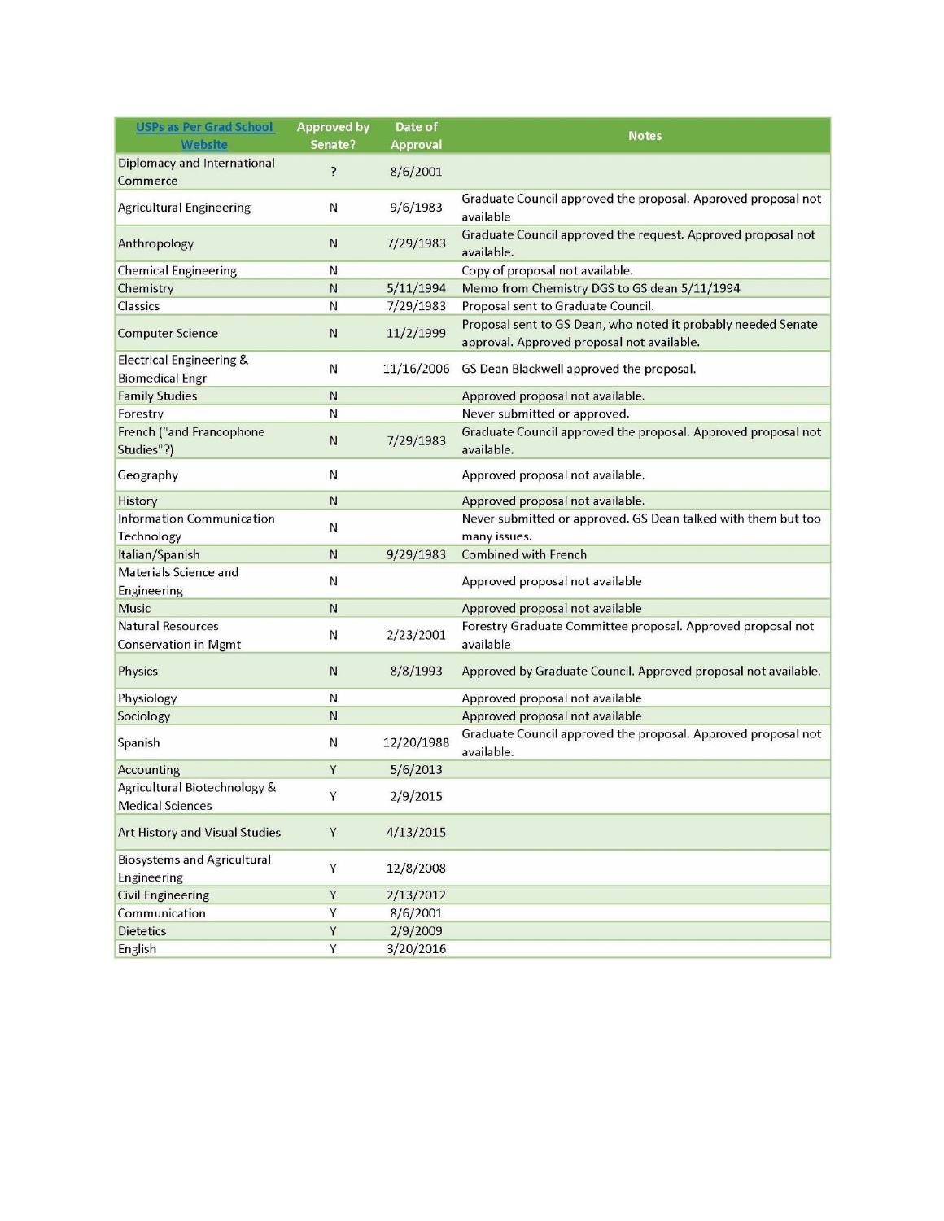| [USPs as Per Grad School Website]() | Approved by Senate? | Date of Approval | Notes |
|---|---|---|---|
| Diplomacy and International Commerce | ? | 8/6/2001 | |
| Agricultural Engineering | N | 9/6/1983 | Graduate Council approved the proposal. Approved proposal not available |
| Anthropology | N | 7/29/1983 | Graduate Council approved the request. Approved proposal not available. |
| Chemical Engineering | N | | Copy of proposal not available. |
| Chemistry | N | 5/11/1994 | Memo from Chemistry DGS to GS dean 5/11/1994 |
| Classics | N | 7/29/1983 | Proposal sent to Graduate Council. |
| Computer Science | N | 11/2/1999 | Proposal sent to GS Dean, who noted it probably needed Senate approval. Approved proposal not available. |
| Electrical Engineering & Biomedical Engr | N | 11/16/2006 | GS Dean Blackwell approved the proposal. |
| Family Studies | N | | Approved proposal not available. |
| Forestry | N | | Never submitted or approved. |
| French ("and Francophone Studies"?) | N | 7/29/1983 | Graduate Council approved the proposal. Approved proposal not available. |
| Geography | N | | Approved proposal not available. |
| History | N | | Approved proposal not available. |
| Information Communication Technology | N | | Never submitted or approved. GS Dean talked with them but too many issues. |
| Italian/Spanish | N | 9/29/1983 | Combined with French |
| Materials Science and Engineering | N | | Approved proposal not available |
| Music | N | | Approved proposal not available |
| Natural Resources Conservation in Mgmt | N | 2/23/2001 | Forestry Graduate Committee proposal. Approved proposal not available |
| Physics | N | 8/8/1993 | Approved by Graduate Council. Approved proposal not available. |
| Physiology | N | | Approved proposal not available |
| Sociology | N | | Approved proposal not available |
| Spanish | N | 12/20/1988 | Graduate Council approved the proposal. Approved proposal not available. |
| Accounting | Y | 5/6/2013 | |
| Agricultural Biotechnology & Medical Sciences | Y | 2/9/2015 | |
| Art History and Visual Studies | Y | 4/13/2015 | |
| Biosystems and Agricultural Engineering | Y | 12/8/2008 | |
| Civil Engineering | Y | 2/13/2012 | |
| Communication | Y | 8/6/2001 | |
| Dietetics | Y | 2/9/2009 | |
| English | Y | 3/20/2016 | |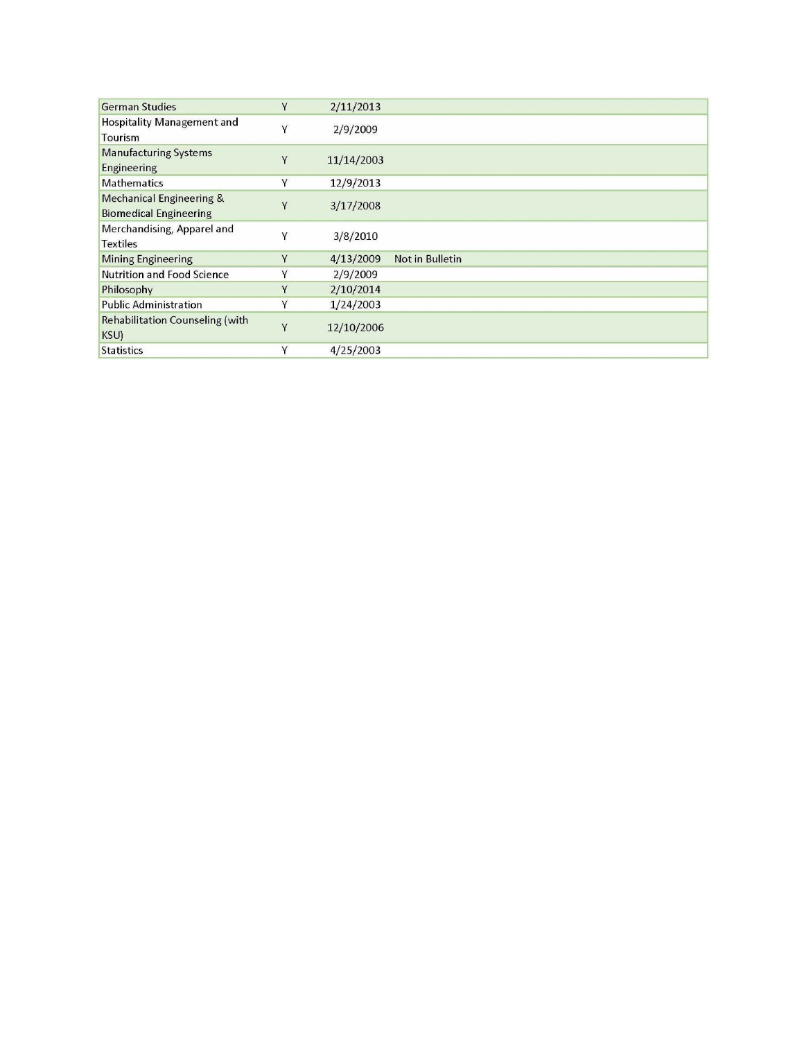| | | | |
|---|---|---|---|
| German Studies | Y | 2/11/2013 | |
| Hospitality Management and Tourism | Y | 2/9/2009 | |
| Manufacturing Systems Engineering | Y | 11/14/2003 | |
| Mathematics | Y | 12/9/2013 | |
| Mechanical Engineering & Biomedical Engineering | Y | 3/17/2008 | |
| Merchandising, Apparel and Textiles | Y | 3/8/2010 | |
| Mining Engineering | Y | 4/13/2009 | Not in Bulletin |
| Nutrition and Food Science | Y | 2/9/2009 | |
| Philosophy | Y | 2/10/2014 | |
| Public Administration | Y | 1/24/2003 | |
| Rehabilitation Counseling (with KSU) | Y | 12/10/2006 | |
| Statistics | Y | 4/25/2003 | |